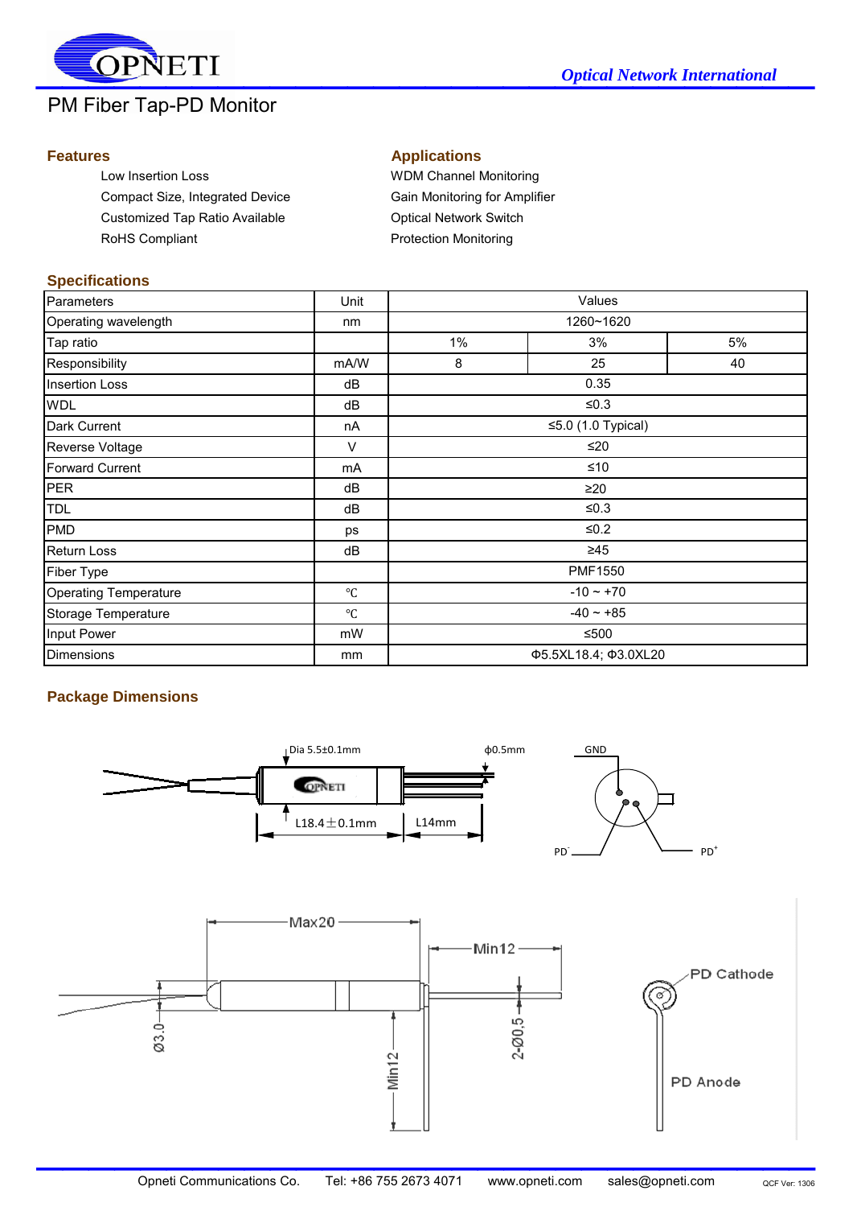OPNETI

*Optical Network International*

# PM Fiber Tap-PD Monitor

## Features

- Low Insertion Loss
- Compact Size, Integrated Device
- Customized Tap Ratio Available
- RoHS Compliant

## Applications

- WDM Channel Monitoring
- Gain Monitoring for Amplifier
- Optical Network Switch
- Protection Monitoring

## Specifications

| Parameters | Unit | Values | | |
|---|---|---|---|---|
| Operating wavelength | nm | 1260~1620 | | |
| Tap ratio | | 1% | 3% | 5% |
| Responsibility | mA/W | 8 | 25 | 40 |
| Insertion Loss | dB | 0.35 | | |
| WDL | dB | ≤0.3 | | |
| Dark Current | nA | ≤5.0 (1.0 Typical) | | |
| Reverse Voltage | V | ≤20 | | |
| Forward Current | mA | ≤10 | | |
| PER | dB | ≥20 | | |
| TDL | dB | ≤0.3 | | |
| PMD | ps | ≤0.2 | | |
| Return Loss | dB | ≥45 | | |
| Fiber Type | | PMF1550 | | |
| Operating Temperature | ℃ | -10 ~ +70 | | |
| Storage Temperature | ℃ | -40 ~ +85 | | |
| Input Power | mW | ≤500 | | |
| Dimensions | mm | Φ5.5XL18.4; Φ3.0XL20 | | |

## Package Dimensions

Dia 5.5±0.1mm  ϕ0.5mm  GND

L18.4±0.1mm  L14mm

PD⁻  PD⁺

Max20  Min12

Ø3.0  Min12  2-Ø0.5

PD Cathode

PD Anode

Opneti Communications Co.  Tel: +86 755 2673 4071  www.opneti.com  sales@opneti.com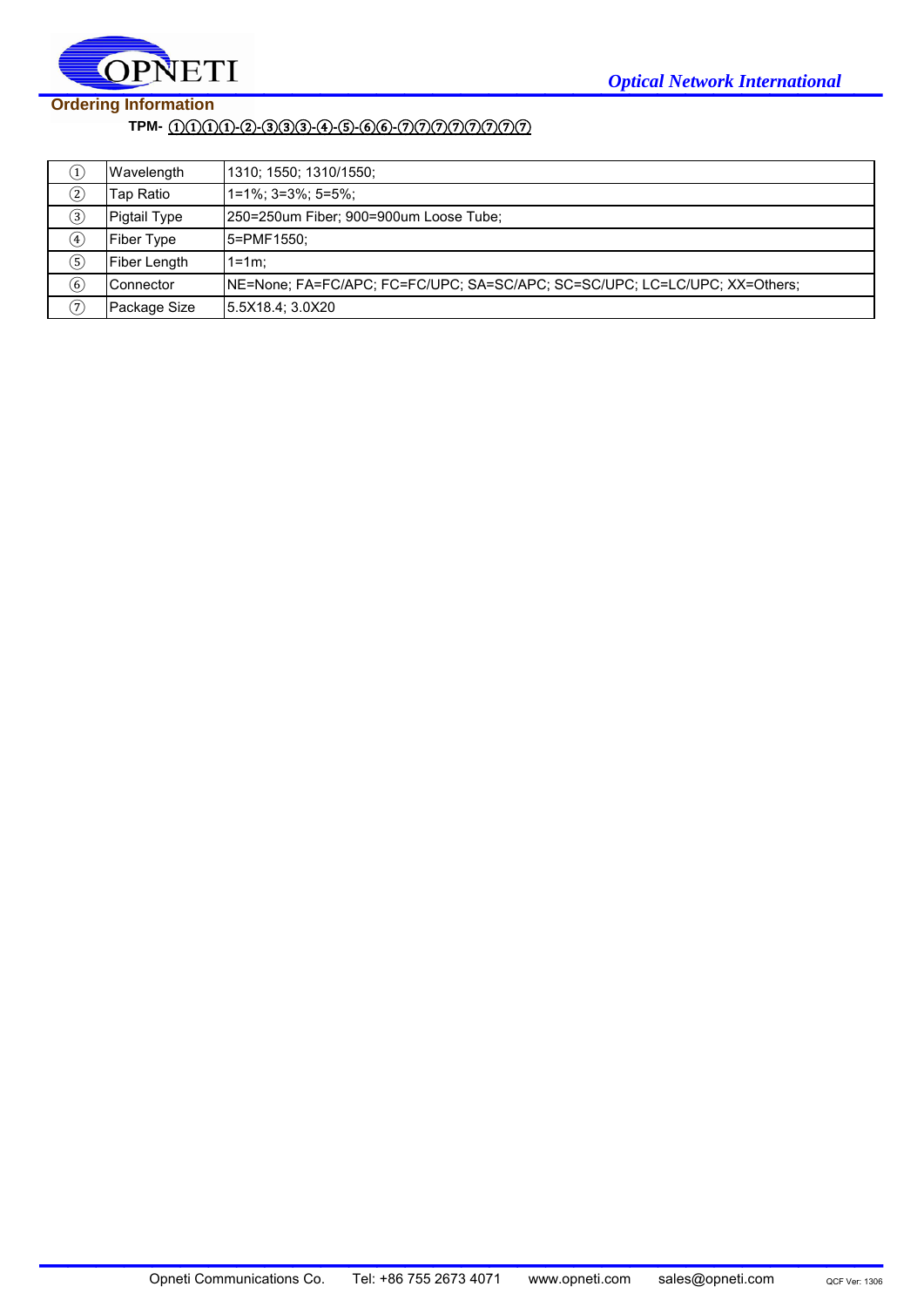## Ordering Information

**TPM-** ①①①①-②-③③③-④-⑤-⑥⑥-⑦⑦⑦⑦⑦⑦⑦

| | | |
|---|---|---|
| ① | Wavelength | 1310; 1550; 1310/1550; |
| ② | Tap Ratio | 1=1%; 3=3%; 5=5%; |
| ③ | Pigtail Type | 250=250um Fiber; 900=900um Loose Tube; |
| ④ | Fiber Type | 5=PMF1550; |
| ⑤ | Fiber Length | 1=1m; |
| ⑥ | Connector | NE=None; FA=FC/APC; FC=FC/UPC; SA=SC/APC; SC=SC/UPC; LC=LC/UPC; XX=Others; |
| ⑦ | Package Size | 5.5X18.4; 3.0X20 |